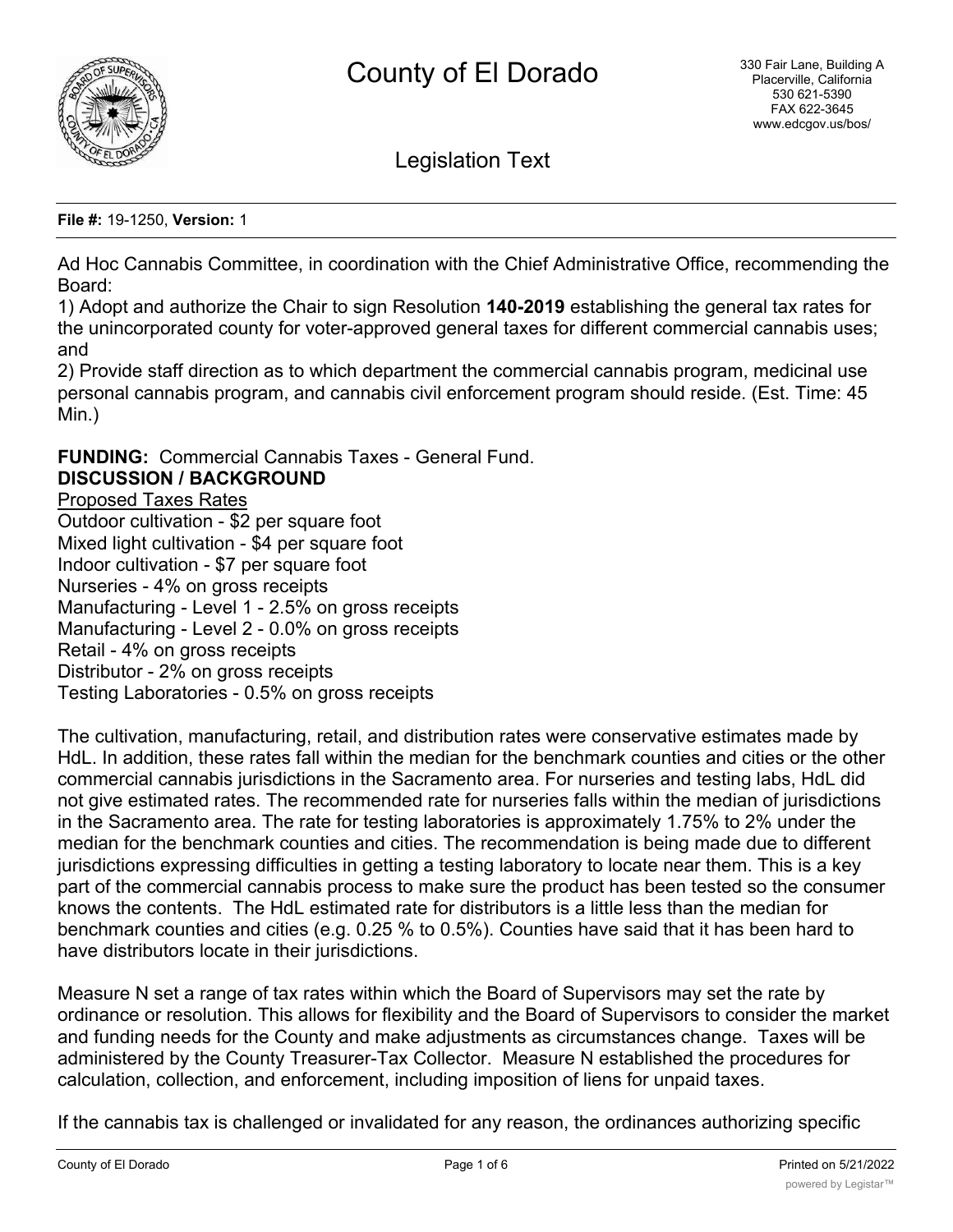# County of El Dorado

330 Fair Lane, Building A
Placerville, California
530 621-5390
FAX 622-3645
www.edcgov.us/bos/

## Legislation Text

**File #:** 19-1250, **Version:** 1

Ad Hoc Cannabis Committee, in coordination with the Chief Administrative Office, recommending the Board:

1) Adopt and authorize the Chair to sign Resolution **140-2019** establishing the general tax rates for the unincorporated county for voter-approved general taxes for different commercial cannabis uses; and

2) Provide staff direction as to which department the commercial cannabis program, medicinal use personal cannabis program, and cannabis civil enforcement program should reside. (Est. Time: 45 Min.)

**FUNDING:** Commercial Cannabis Taxes - General Fund.

**DISCUSSION / BACKGROUND**

Proposed Taxes Rates

Outdoor cultivation - $2 per square foot
Mixed light cultivation - $4 per square foot
Indoor cultivation - $7 per square foot
Nurseries - 4% on gross receipts
Manufacturing - Level 1 - 2.5% on gross receipts
Manufacturing - Level 2 - 0.0% on gross receipts
Retail - 4% on gross receipts
Distributor - 2% on gross receipts
Testing Laboratories - 0.5% on gross receipts

The cultivation, manufacturing, retail, and distribution rates were conservative estimates made by HdL. In addition, these rates fall within the median for the benchmark counties and cities or the other commercial cannabis jurisdictions in the Sacramento area. For nurseries and testing labs, HdL did not give estimated rates. The recommended rate for nurseries falls within the median of jurisdictions in the Sacramento area. The rate for testing laboratories is approximately 1.75% to 2% under the median for the benchmark counties and cities. The recommendation is being made due to different jurisdictions expressing difficulties in getting a testing laboratory to locate near them. This is a key part of the commercial cannabis process to make sure the product has been tested so the consumer knows the contents. The HdL estimated rate for distributors is a little less than the median for benchmark counties and cities (e.g. 0.25 % to 0.5%). Counties have said that it has been hard to have distributors locate in their jurisdictions.

Measure N set a range of tax rates within which the Board of Supervisors may set the rate by ordinance or resolution. This allows for flexibility and the Board of Supervisors to consider the market and funding needs for the County and make adjustments as circumstances change. Taxes will be administered by the County Treasurer-Tax Collector. Measure N established the procedures for calculation, collection, and enforcement, including imposition of liens for unpaid taxes.

If the cannabis tax is challenged or invalidated for any reason, the ordinances authorizing specific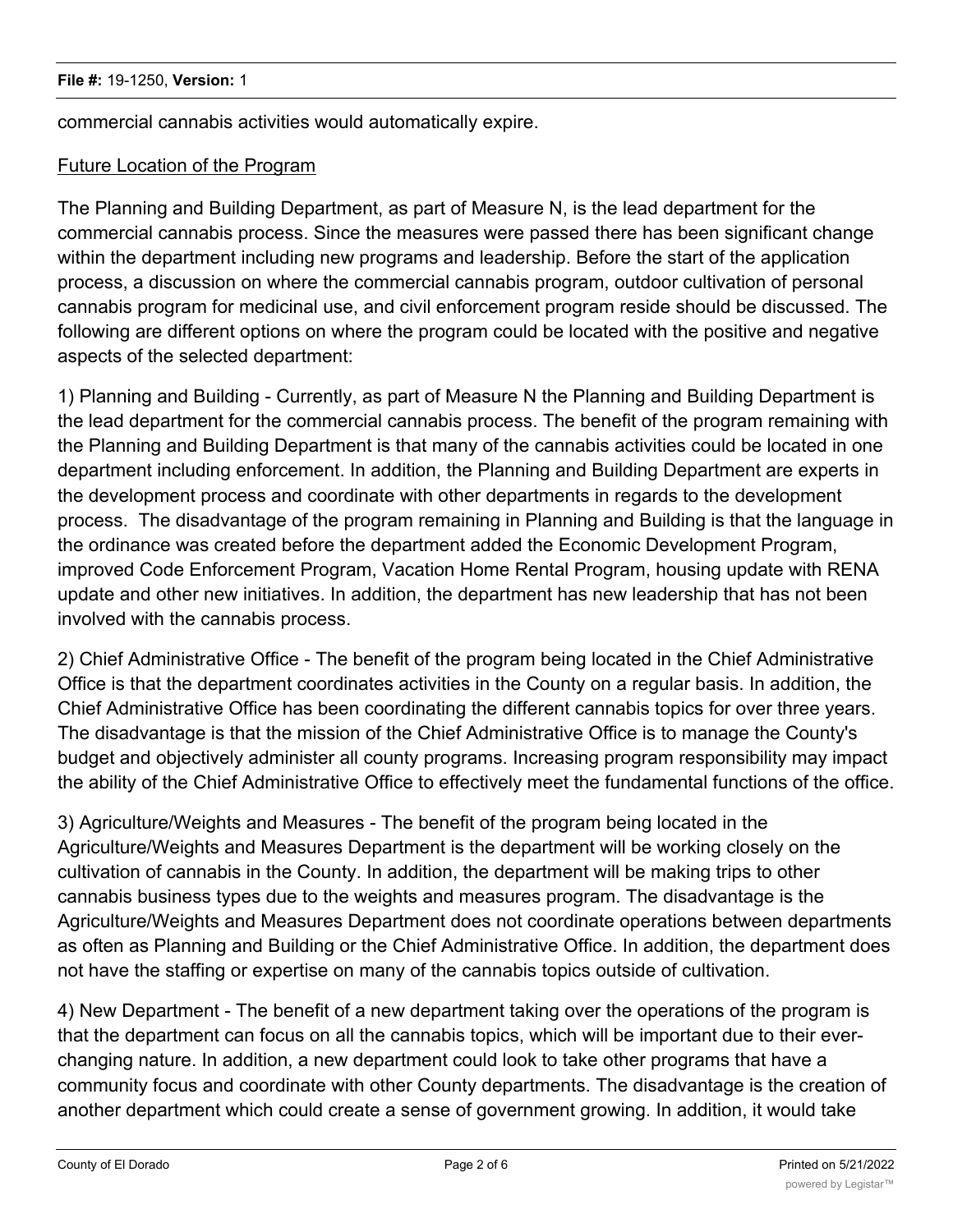commercial cannabis activities would automatically expire.

Future Location of the Program

The Planning and Building Department, as part of Measure N, is the lead department for the commercial cannabis process. Since the measures were passed there has been significant change within the department including new programs and leadership. Before the start of the application process, a discussion on where the commercial cannabis program, outdoor cultivation of personal cannabis program for medicinal use, and civil enforcement program reside should be discussed. The following are different options on where the program could be located with the positive and negative aspects of the selected department:

1) Planning and Building - Currently, as part of Measure N the Planning and Building Department is the lead department for the commercial cannabis process. The benefit of the program remaining with the Planning and Building Department is that many of the cannabis activities could be located in one department including enforcement. In addition, the Planning and Building Department are experts in the development process and coordinate with other departments in regards to the development process. The disadvantage of the program remaining in Planning and Building is that the language in the ordinance was created before the department added the Economic Development Program, improved Code Enforcement Program, Vacation Home Rental Program, housing update with RENA update and other new initiatives. In addition, the department has new leadership that has not been involved with the cannabis process.

2) Chief Administrative Office - The benefit of the program being located in the Chief Administrative Office is that the department coordinates activities in the County on a regular basis. In addition, the Chief Administrative Office has been coordinating the different cannabis topics for over three years. The disadvantage is that the mission of the Chief Administrative Office is to manage the County's budget and objectively administer all county programs. Increasing program responsibility may impact the ability of the Chief Administrative Office to effectively meet the fundamental functions of the office.

3) Agriculture/Weights and Measures - The benefit of the program being located in the Agriculture/Weights and Measures Department is the department will be working closely on the cultivation of cannabis in the County. In addition, the department will be making trips to other cannabis business types due to the weights and measures program. The disadvantage is the Agriculture/Weights and Measures Department does not coordinate operations between departments as often as Planning and Building or the Chief Administrative Office. In addition, the department does not have the staffing or expertise on many of the cannabis topics outside of cultivation.

4) New Department - The benefit of a new department taking over the operations of the program is that the department can focus on all the cannabis topics, which will be important due to their ever-changing nature. In addition, a new department could look to take other programs that have a community focus and coordinate with other County departments. The disadvantage is the creation of another department which could create a sense of government growing. In addition, it would take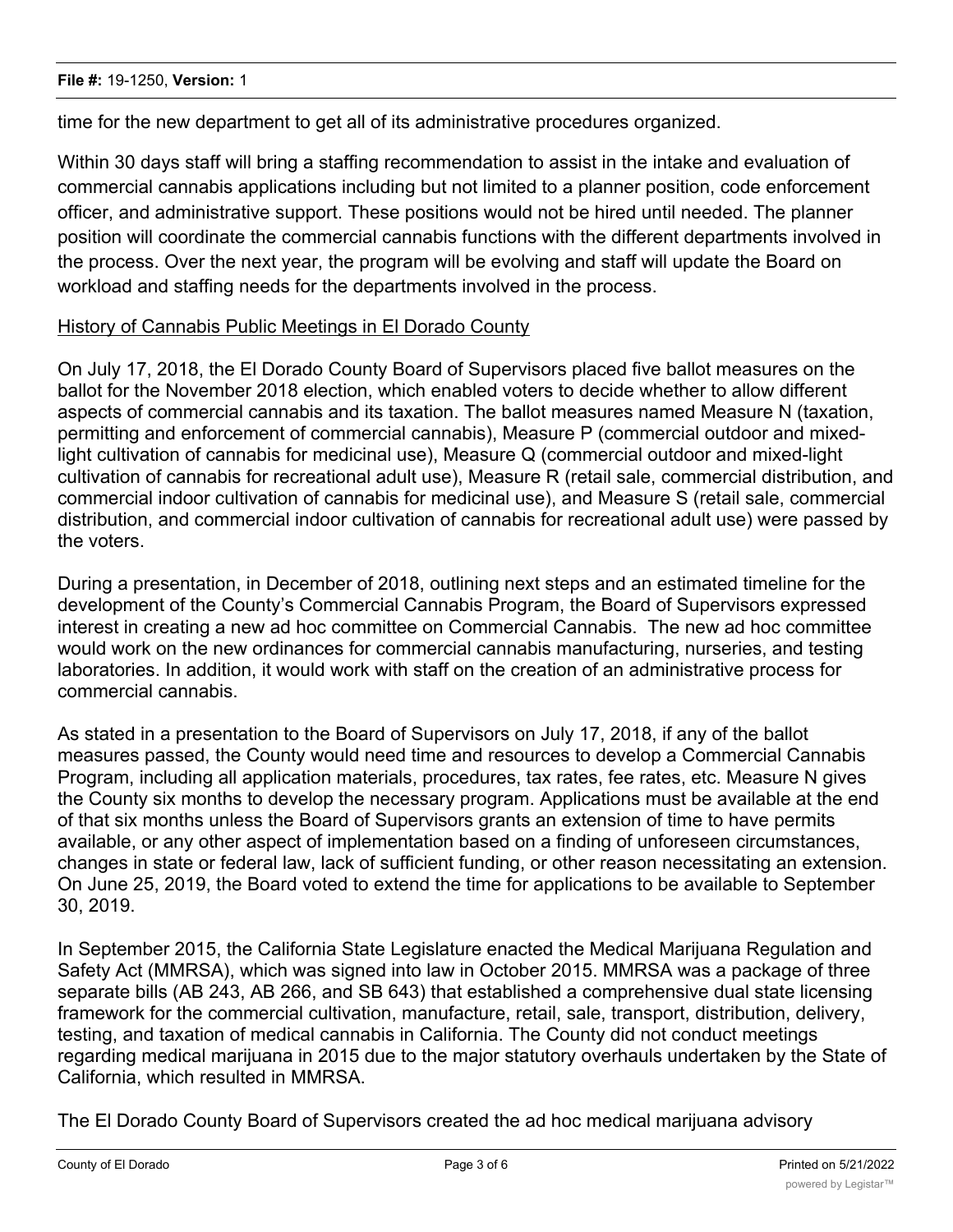time for the new department to get all of its administrative procedures organized.

Within 30 days staff will bring a staffing recommendation to assist in the intake and evaluation of commercial cannabis applications including but not limited to a planner position, code enforcement officer, and administrative support. These positions would not be hired until needed. The planner position will coordinate the commercial cannabis functions with the different departments involved in the process. Over the next year, the program will be evolving and staff will update the Board on workload and staffing needs for the departments involved in the process.

History of Cannabis Public Meetings in El Dorado County

On July 17, 2018, the El Dorado County Board of Supervisors placed five ballot measures on the ballot for the November 2018 election, which enabled voters to decide whether to allow different aspects of commercial cannabis and its taxation. The ballot measures named Measure N (taxation, permitting and enforcement of commercial cannabis), Measure P (commercial outdoor and mixed-light cultivation of cannabis for medicinal use), Measure Q (commercial outdoor and mixed-light cultivation of cannabis for recreational adult use), Measure R (retail sale, commercial distribution, and commercial indoor cultivation of cannabis for medicinal use), and Measure S (retail sale, commercial distribution, and commercial indoor cultivation of cannabis for recreational adult use) were passed by the voters.

During a presentation, in December of 2018, outlining next steps and an estimated timeline for the development of the County's Commercial Cannabis Program, the Board of Supervisors expressed interest in creating a new ad hoc committee on Commercial Cannabis. The new ad hoc committee would work on the new ordinances for commercial cannabis manufacturing, nurseries, and testing laboratories. In addition, it would work with staff on the creation of an administrative process for commercial cannabis.

As stated in a presentation to the Board of Supervisors on July 17, 2018, if any of the ballot measures passed, the County would need time and resources to develop a Commercial Cannabis Program, including all application materials, procedures, tax rates, fee rates, etc. Measure N gives the County six months to develop the necessary program. Applications must be available at the end of that six months unless the Board of Supervisors grants an extension of time to have permits available, or any other aspect of implementation based on a finding of unforeseen circumstances, changes in state or federal law, lack of sufficient funding, or other reason necessitating an extension. On June 25, 2019, the Board voted to extend the time for applications to be available to September 30, 2019.

In September 2015, the California State Legislature enacted the Medical Marijuana Regulation and Safety Act (MMRSA), which was signed into law in October 2015. MMRSA was a package of three separate bills (AB 243, AB 266, and SB 643) that established a comprehensive dual state licensing framework for the commercial cultivation, manufacture, retail, sale, transport, distribution, delivery, testing, and taxation of medical cannabis in California. The County did not conduct meetings regarding medical marijuana in 2015 due to the major statutory overhauls undertaken by the State of California, which resulted in MMRSA.

The El Dorado County Board of Supervisors created the ad hoc medical marijuana advisory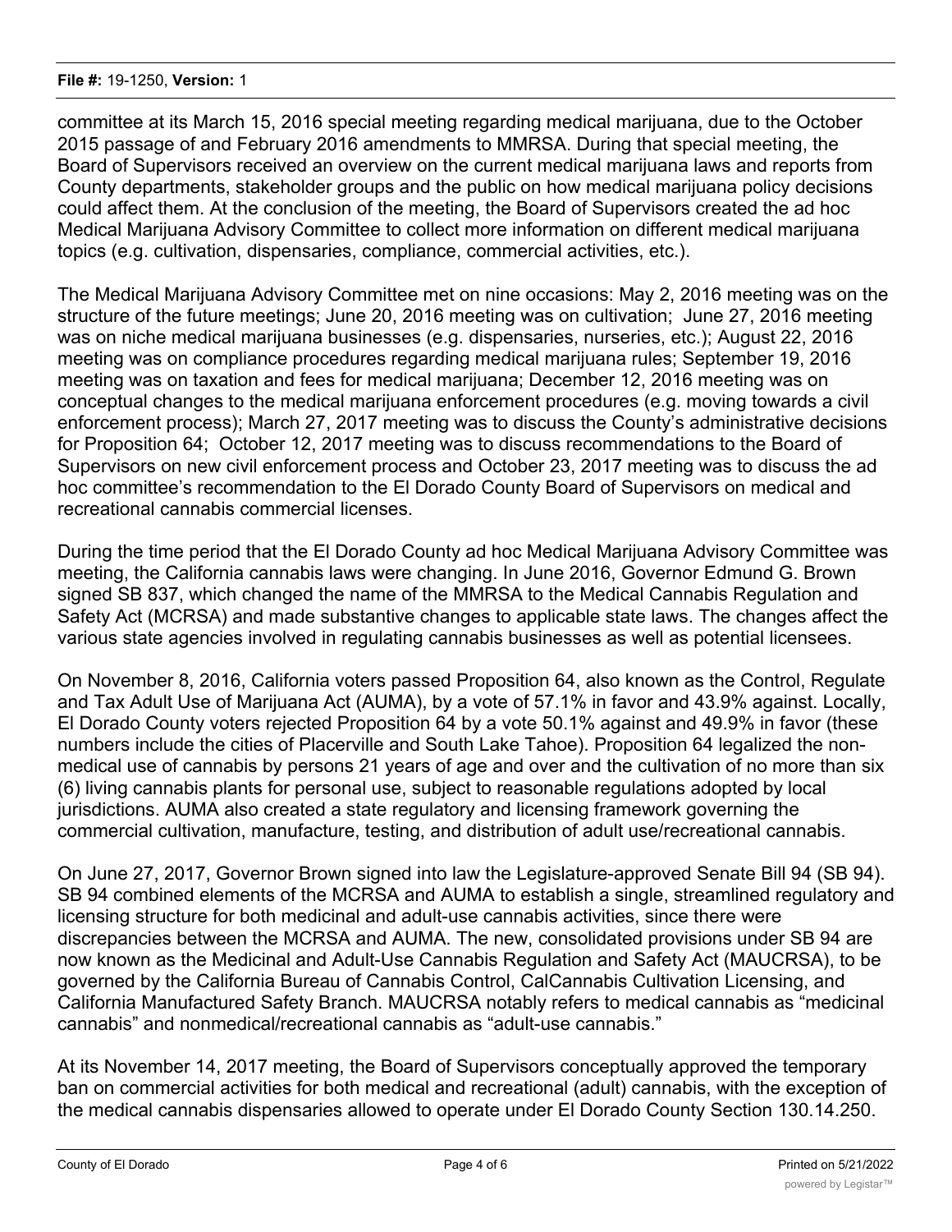committee at its March 15, 2016 special meeting regarding medical marijuana, due to the October 2015 passage of and February 2016 amendments to MMRSA. During that special meeting, the Board of Supervisors received an overview on the current medical marijuana laws and reports from County departments, stakeholder groups and the public on how medical marijuana policy decisions could affect them. At the conclusion of the meeting, the Board of Supervisors created the ad hoc Medical Marijuana Advisory Committee to collect more information on different medical marijuana topics (e.g. cultivation, dispensaries, compliance, commercial activities, etc.).

The Medical Marijuana Advisory Committee met on nine occasions: May 2, 2016 meeting was on the structure of the future meetings; June 20, 2016 meeting was on cultivation; June 27, 2016 meeting was on niche medical marijuana businesses (e.g. dispensaries, nurseries, etc.); August 22, 2016 meeting was on compliance procedures regarding medical marijuana rules; September 19, 2016 meeting was on taxation and fees for medical marijuana; December 12, 2016 meeting was on conceptual changes to the medical marijuana enforcement procedures (e.g. moving towards a civil enforcement process); March 27, 2017 meeting was to discuss the County's administrative decisions for Proposition 64; October 12, 2017 meeting was to discuss recommendations to the Board of Supervisors on new civil enforcement process and October 23, 2017 meeting was to discuss the ad hoc committee's recommendation to the El Dorado County Board of Supervisors on medical and recreational cannabis commercial licenses.

During the time period that the El Dorado County ad hoc Medical Marijuana Advisory Committee was meeting, the California cannabis laws were changing. In June 2016, Governor Edmund G. Brown signed SB 837, which changed the name of the MMRSA to the Medical Cannabis Regulation and Safety Act (MCRSA) and made substantive changes to applicable state laws. The changes affect the various state agencies involved in regulating cannabis businesses as well as potential licensees.

On November 8, 2016, California voters passed Proposition 64, also known as the Control, Regulate and Tax Adult Use of Marijuana Act (AUMA), by a vote of 57.1% in favor and 43.9% against. Locally, El Dorado County voters rejected Proposition 64 by a vote 50.1% against and 49.9% in favor (these numbers include the cities of Placerville and South Lake Tahoe). Proposition 64 legalized the non-medical use of cannabis by persons 21 years of age and over and the cultivation of no more than six (6) living cannabis plants for personal use, subject to reasonable regulations adopted by local jurisdictions. AUMA also created a state regulatory and licensing framework governing the commercial cultivation, manufacture, testing, and distribution of adult use/recreational cannabis.

On June 27, 2017, Governor Brown signed into law the Legislature-approved Senate Bill 94 (SB 94). SB 94 combined elements of the MCRSA and AUMA to establish a single, streamlined regulatory and licensing structure for both medicinal and adult-use cannabis activities, since there were discrepancies between the MCRSA and AUMA. The new, consolidated provisions under SB 94 are now known as the Medicinal and Adult-Use Cannabis Regulation and Safety Act (MAUCRSA), to be governed by the California Bureau of Cannabis Control, CalCannabis Cultivation Licensing, and California Manufactured Safety Branch. MAUCRSA notably refers to medical cannabis as "medicinal cannabis" and nonmedical/recreational cannabis as "adult-use cannabis."

At its November 14, 2017 meeting, the Board of Supervisors conceptually approved the temporary ban on commercial activities for both medical and recreational (adult) cannabis, with the exception of the medical cannabis dispensaries allowed to operate under El Dorado County Section 130.14.250.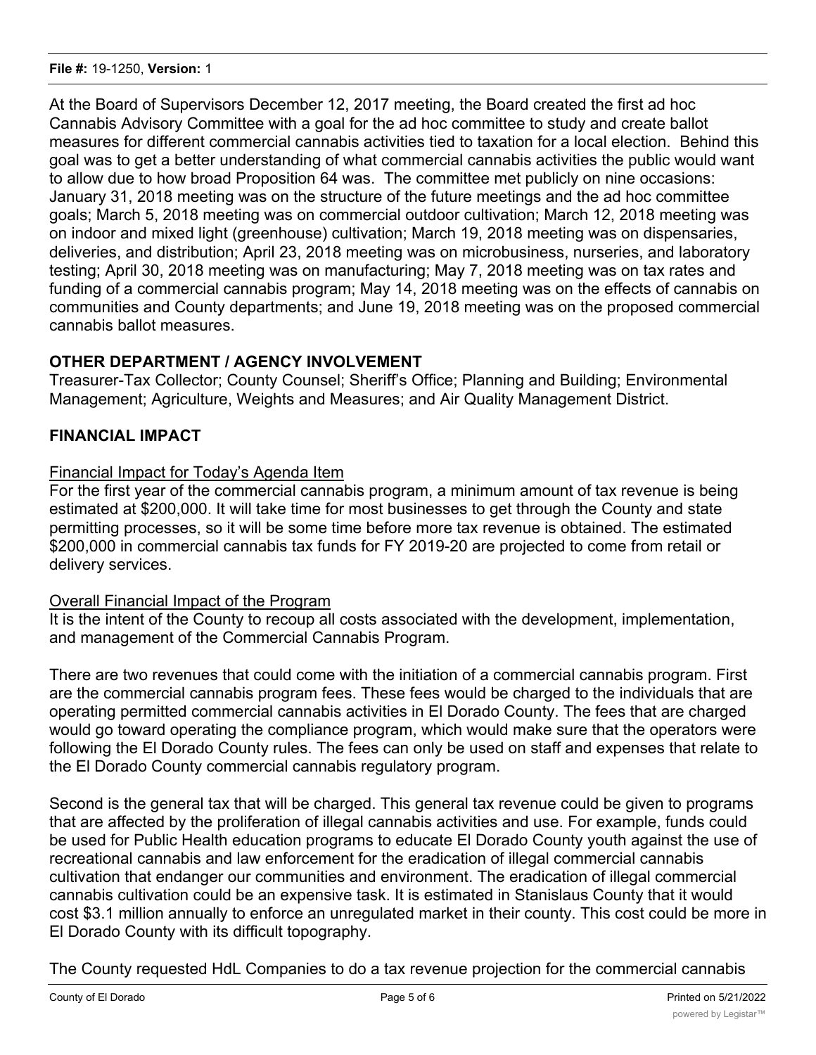At the Board of Supervisors December 12, 2017 meeting, the Board created the first ad hoc Cannabis Advisory Committee with a goal for the ad hoc committee to study and create ballot measures for different commercial cannabis activities tied to taxation for a local election. Behind this goal was to get a better understanding of what commercial cannabis activities the public would want to allow due to how broad Proposition 64 was. The committee met publicly on nine occasions: January 31, 2018 meeting was on the structure of the future meetings and the ad hoc committee goals; March 5, 2018 meeting was on commercial outdoor cultivation; March 12, 2018 meeting was on indoor and mixed light (greenhouse) cultivation; March 19, 2018 meeting was on dispensaries, deliveries, and distribution; April 23, 2018 meeting was on microbusiness, nurseries, and laboratory testing; April 30, 2018 meeting was on manufacturing; May 7, 2018 meeting was on tax rates and funding of a commercial cannabis program; May 14, 2018 meeting was on the effects of cannabis on communities and County departments; and June 19, 2018 meeting was on the proposed commercial cannabis ballot measures.

**OTHER DEPARTMENT / AGENCY INVOLVEMENT**

Treasurer-Tax Collector; County Counsel; Sheriff's Office; Planning and Building; Environmental Management; Agriculture, Weights and Measures; and Air Quality Management District.

**FINANCIAL IMPACT**

Financial Impact for Today's Agenda Item

For the first year of the commercial cannabis program, a minimum amount of tax revenue is being estimated at $200,000. It will take time for most businesses to get through the County and state permitting processes, so it will be some time before more tax revenue is obtained. The estimated $200,000 in commercial cannabis tax funds for FY 2019-20 are projected to come from retail or delivery services.

Overall Financial Impact of the Program

It is the intent of the County to recoup all costs associated with the development, implementation, and management of the Commercial Cannabis Program.

There are two revenues that could come with the initiation of a commercial cannabis program. First are the commercial cannabis program fees. These fees would be charged to the individuals that are operating permitted commercial cannabis activities in El Dorado County. The fees that are charged would go toward operating the compliance program, which would make sure that the operators were following the El Dorado County rules. The fees can only be used on staff and expenses that relate to the El Dorado County commercial cannabis regulatory program.

Second is the general tax that will be charged. This general tax revenue could be given to programs that are affected by the proliferation of illegal cannabis activities and use. For example, funds could be used for Public Health education programs to educate El Dorado County youth against the use of recreational cannabis and law enforcement for the eradication of illegal commercial cannabis cultivation that endanger our communities and environment. The eradication of illegal commercial cannabis cultivation could be an expensive task. It is estimated in Stanislaus County that it would cost $3.1 million annually to enforce an unregulated market in their county. This cost could be more in El Dorado County with its difficult topography.

The County requested HdL Companies to do a tax revenue projection for the commercial cannabis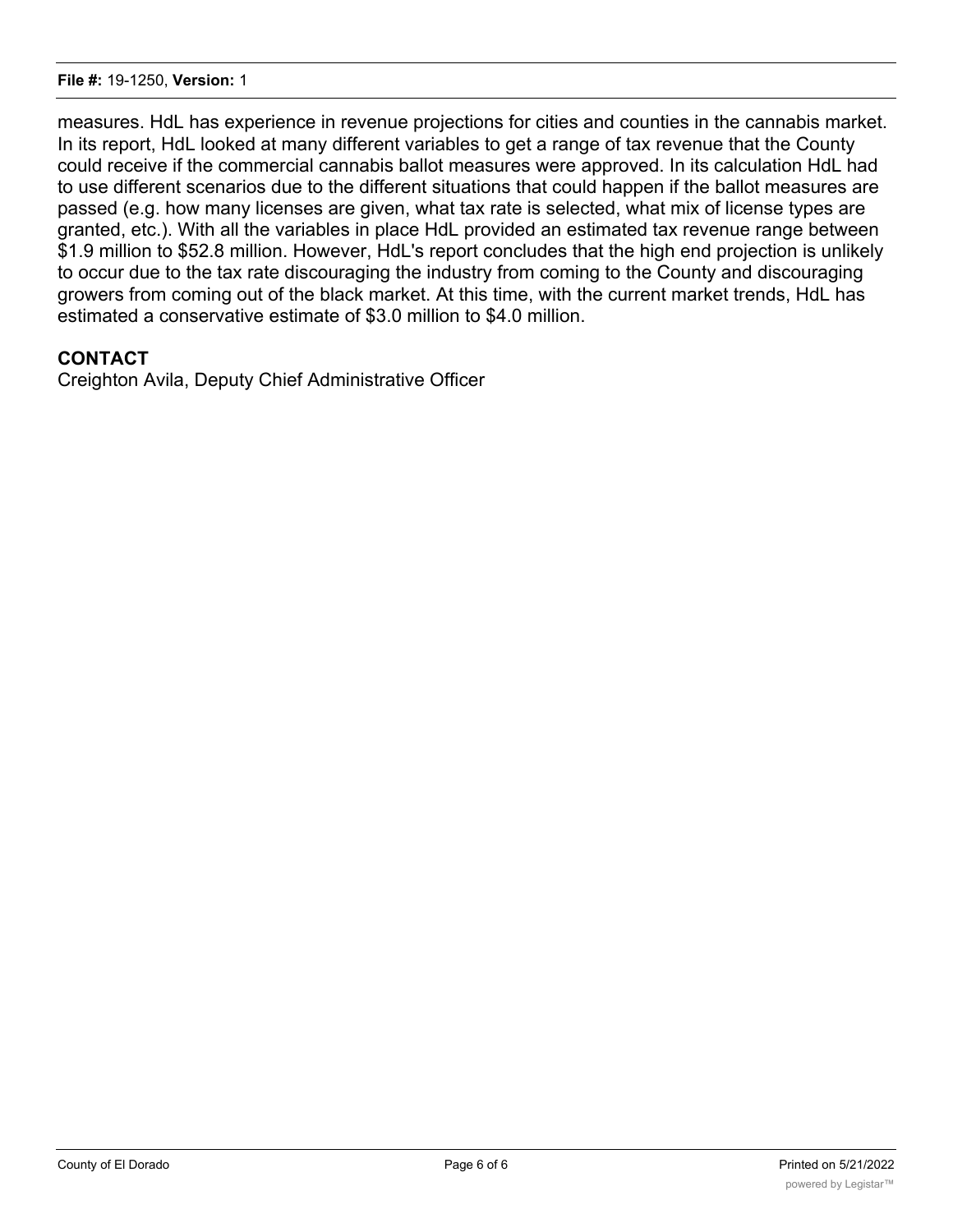measures. HdL has experience in revenue projections for cities and counties in the cannabis market. In its report, HdL looked at many different variables to get a range of tax revenue that the County could receive if the commercial cannabis ballot measures were approved. In its calculation HdL had to use different scenarios due to the different situations that could happen if the ballot measures are passed (e.g. how many licenses are given, what tax rate is selected, what mix of license types are granted, etc.). With all the variables in place HdL provided an estimated tax revenue range between $1.9 million to $52.8 million. However, HdL's report concludes that the high end projection is unlikely to occur due to the tax rate discouraging the industry from coming to the County and discouraging growers from coming out of the black market. At this time, with the current market trends, HdL has estimated a conservative estimate of $3.0 million to $4.0 million.

## CONTACT

Creighton Avila, Deputy Chief Administrative Officer